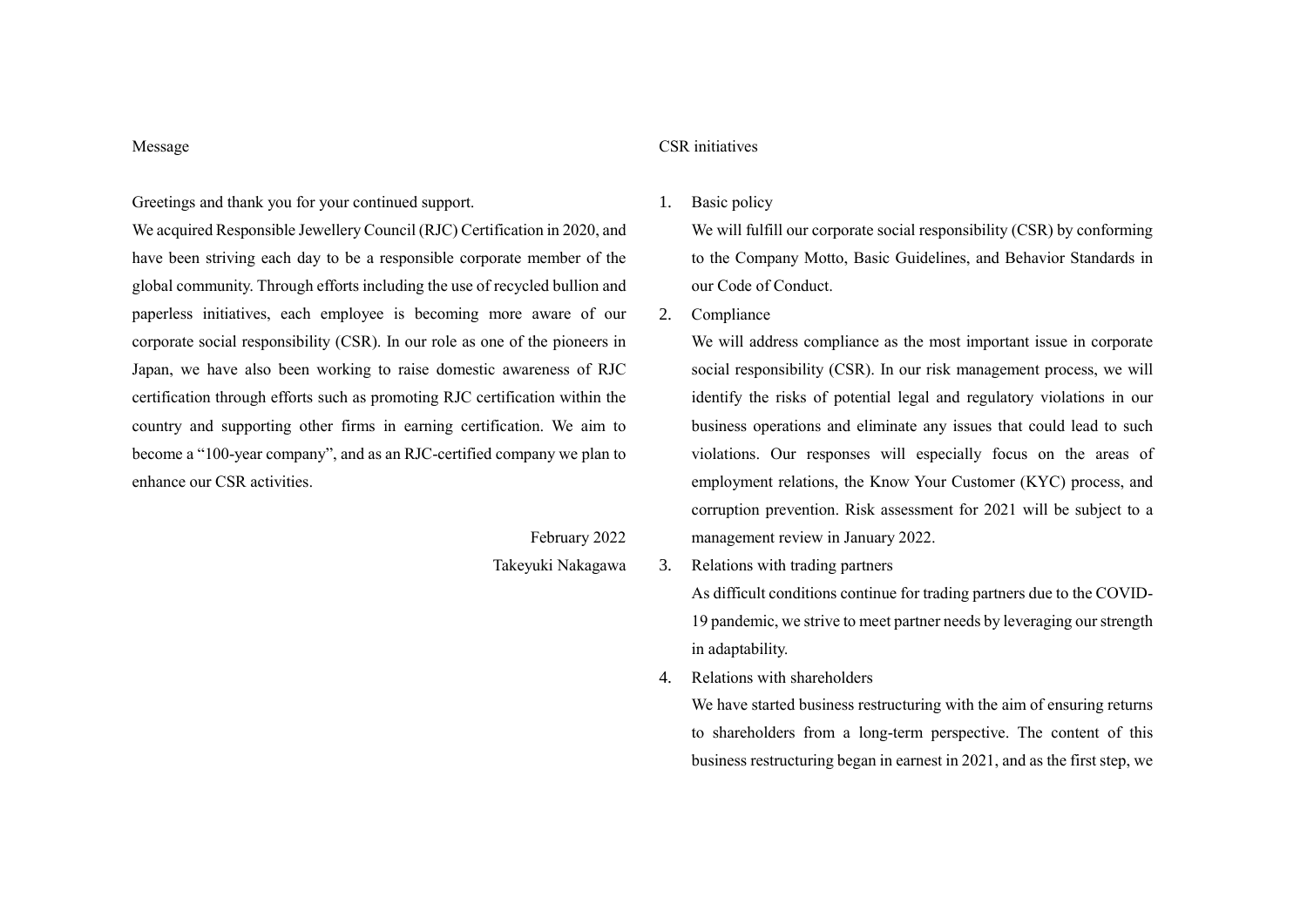## Message

Greetings and thank you for your continued support.

We acquired Responsible Jewellery Council (RJC) Certification in 2020, and have been striving each day to be a responsible corporate member of the global community. Through efforts including the use of recycled bullion and paperless initiatives, each employee is becoming more aware of our corporate social responsibility (CSR). In our role as one of the pioneers in Japan, we have also been working to raise domestic awareness of RJC certification through efforts such as promoting RJC certification within the country and supporting other firms in earning certification. We aim to become a "100-year company", and as an RJC-certified company we plan to enhance our CSR activities.

February 2022

Takeyuki Nakagawa

## CSR initiatives

1. Basic policy

   We will fulfill our corporate social responsibility (CSR) by conforming to the Company Motto, Basic Guidelines, and Behavior Standards in our Code of Conduct.

2. Compliance

   We will address compliance as the most important issue in corporate social responsibility (CSR). In our risk management process, we will identify the risks of potential legal and regulatory violations in our business operations and eliminate any issues that could lead to such violations. Our responses will especially focus on the areas of employment relations, the Know Your Customer (KYC) process, and corruption prevention. Risk assessment for 2021 will be subject to a management review in January 2022.

3. Relations with trading partners

   As difficult conditions continue for trading partners due to the COVID-19 pandemic, we strive to meet partner needs by leveraging our strength in adaptability.

4. Relations with shareholders

   We have started business restructuring with the aim of ensuring returns to shareholders from a long-term perspective. The content of this business restructuring began in earnest in 2021, and as the first step, we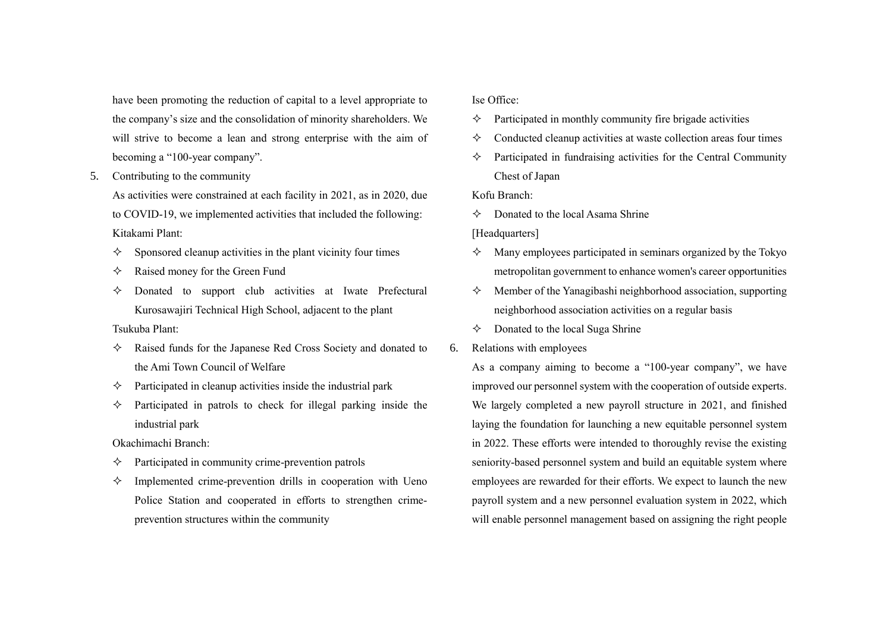have been promoting the reduction of capital to a level appropriate to the company's size and the consolidation of minority shareholders. We will strive to become a lean and strong enterprise with the aim of becoming a "100-year company".

5. Contributing to the community

   As activities were constrained at each facility in 2021, as in 2020, due to COVID-19, we implemented activities that included the following:

   Kitakami Plant:

   - Sponsored cleanup activities in the plant vicinity four times
   - Raised money for the Green Fund
   - Donated to support club activities at Iwate Prefectural Kurosawajiri Technical High School, adjacent to the plant

   Tsukuba Plant:

   - Raised funds for the Japanese Red Cross Society and donated to the Ami Town Council of Welfare
   - Participated in cleanup activities inside the industrial park
   - Participated in patrols to check for illegal parking inside the industrial park

   Okachimachi Branch:

   - Participated in community crime-prevention patrols
   - Implemented crime-prevention drills in cooperation with Ueno Police Station and cooperated in efforts to strengthen crime-prevention structures within the community

   Ise Office:

   - Participated in monthly community fire brigade activities
   - Conducted cleanup activities at waste collection areas four times
   - Participated in fundraising activities for the Central Community Chest of Japan

   Kofu Branch:

   - Donated to the local Asama Shrine

   [Headquarters]

   - Many employees participated in seminars organized by the Tokyo metropolitan government to enhance women's career opportunities
   - Member of the Yanagibashi neighborhood association, supporting neighborhood association activities on a regular basis
   - Donated to the local Suga Shrine

6. Relations with employees

   As a company aiming to become a "100-year company", we have improved our personnel system with the cooperation of outside experts. We largely completed a new payroll structure in 2021, and finished laying the foundation for launching a new equitable personnel system in 2022. These efforts were intended to thoroughly revise the existing seniority-based personnel system and build an equitable system where employees are rewarded for their efforts. We expect to launch the new payroll system and a new personnel evaluation system in 2022, which will enable personnel management based on assigning the right people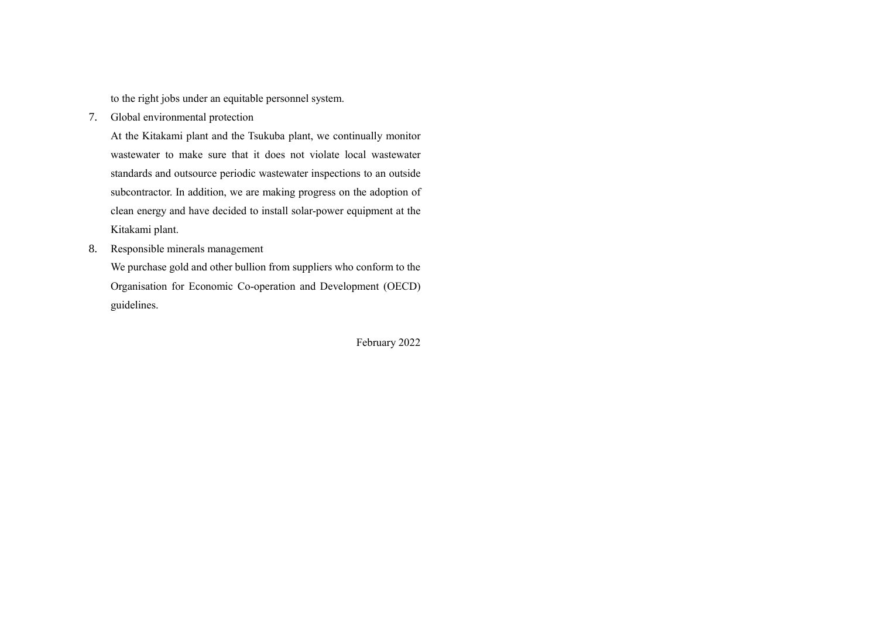to the right jobs under an equitable personnel system.

7. Global environmental protection

   At the Kitakami plant and the Tsukuba plant, we continually monitor wastewater to make sure that it does not violate local wastewater standards and outsource periodic wastewater inspections to an outside subcontractor. In addition, we are making progress on the adoption of clean energy and have decided to install solar-power equipment at the Kitakami plant.

8. Responsible minerals management

   We purchase gold and other bullion from suppliers who conform to the Organisation for Economic Co-operation and Development (OECD) guidelines.

February 2022